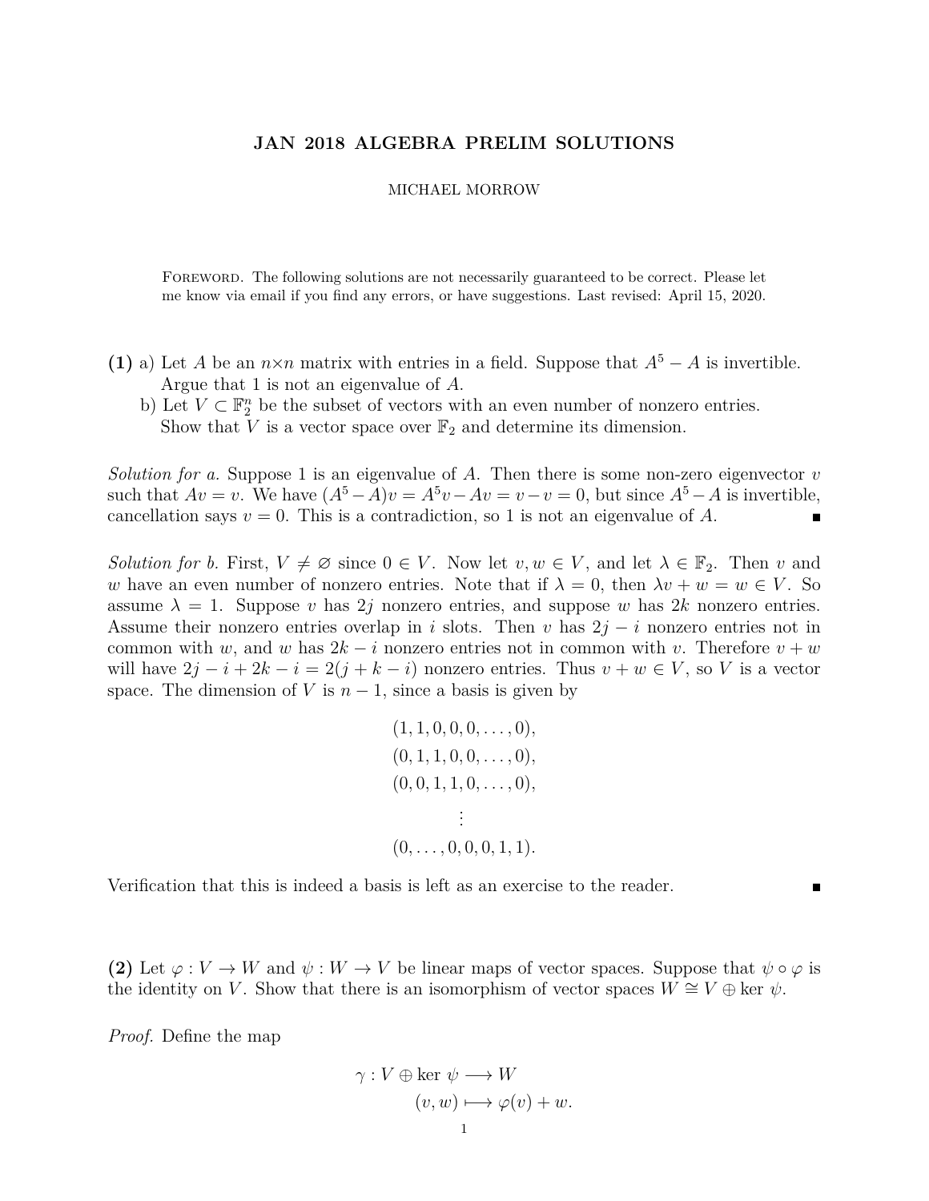# JAN 2018 ALGEBRA PRELIM SOLUTIONS

MICHAEL MORROW

Foreword. The following solutions are not necessarily guaranteed to be correct. Please let me know via email if you find any errors, or have suggestions. Last revised: April 15, 2020.

**(1)** a) Let $A$ be an $n \times n$ matrix with entries in a field. Suppose that $A^5 - A$ is invertible. Argue that 1 is not an eigenvalue of $A$.

b) Let $V \subset \mathbb{F}_2^n$ be the subset of vectors with an even number of nonzero entries. Show that $V$ is a vector space over $\mathbb{F}_2$ and determine its dimension.

*Solution for a.* Suppose 1 is an eigenvalue of $A$. Then there is some non-zero eigenvector $v$ such that $Av = v$. We have $(A^5 - A)v = A^5 v - Av = v - v = 0$, but since $A^5 - A$ is invertible, cancellation says $v = 0$. This is a contradiction, so 1 is not an eigenvalue of $A$. ∎

*Solution for b.* First, $V \neq \varnothing$ since $0 \in V$. Now let $v, w \in V$, and let $\lambda \in \mathbb{F}_2$. Then $v$ and $w$ have an even number of nonzero entries. Note that if $\lambda = 0$, then $\lambda v + w = w \in V$. So assume $\lambda = 1$. Suppose $v$ has $2j$ nonzero entries, and suppose $w$ has $2k$ nonzero entries. Assume their nonzero entries overlap in $i$ slots. Then $v$ has $2j - i$ nonzero entries not in common with $w$, and $w$ has $2k - i$ nonzero entries not in common with $v$. Therefore $v + w$ will have $2j - i + 2k - i = 2(j + k - i)$ nonzero entries. Thus $v + w \in V$, so $V$ is a vector space. The dimension of $V$ is $n - 1$, since a basis is given by

$$
\begin{gathered}
(1, 1, 0, 0, 0, \dots, 0), \\
(0, 1, 1, 0, 0, \dots, 0), \\
(0, 0, 1, 1, 0, \dots, 0), \\
\vdots \\
(0, \dots, 0, 0, 0, 1, 1).
\end{gathered}
$$

Verification that this is indeed a basis is left as an exercise to the reader. ∎

**(2)** Let $\varphi : V \to W$ and $\psi : W \to V$ be linear maps of vector spaces. Suppose that $\psi \circ \varphi$ is the identity on $V$. Show that there is an isomorphism of vector spaces $W \cong V \oplus \ker \psi$.

*Proof.* Define the map

$$
\begin{aligned}
\gamma : V \oplus \ker \psi &\longrightarrow W \\
(v, w) &\longmapsto \varphi(v) + w.
\end{aligned}
$$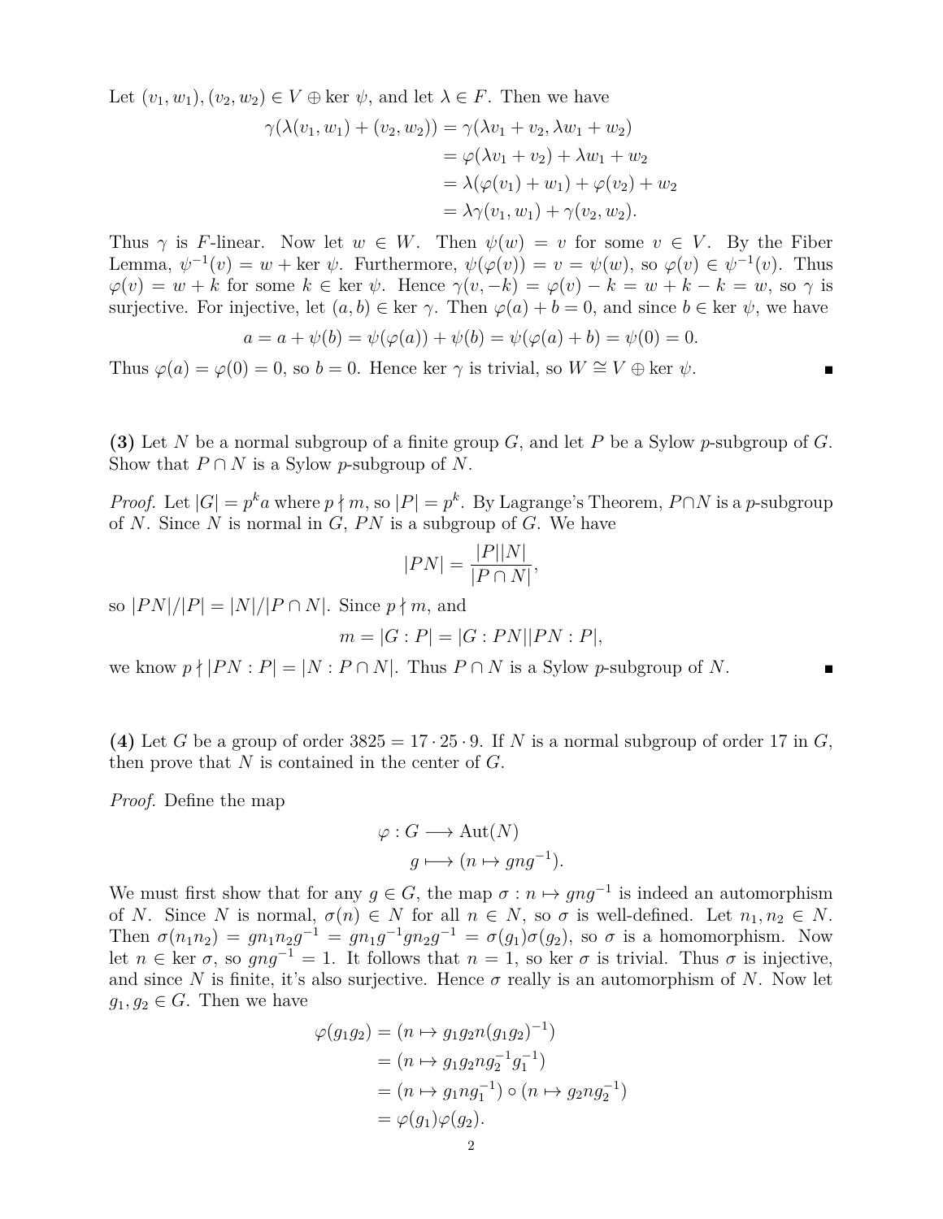Let $(v_1, w_1), (v_2, w_2) \in V \oplus \ker\, \psi$, and let $\lambda \in F$. Then we have

$$
\begin{aligned}
\gamma(\lambda(v_1, w_1) + (v_2, w_2)) &= \gamma(\lambda v_1 + v_2, \lambda w_1 + w_2) \\
&= \varphi(\lambda v_1 + v_2) + \lambda w_1 + w_2 \\
&= \lambda(\varphi(v_1) + w_1) + \varphi(v_2) + w_2 \\
&= \lambda \gamma(v_1, w_1) + \gamma(v_2, w_2).
\end{aligned}
$$

Thus $\gamma$ is $F$-linear. Now let $w \in W$. Then $\psi(w) = v$ for some $v \in V$. By the Fiber Lemma, $\psi^{-1}(v) = w + \ker\, \psi$. Furthermore, $\psi(\varphi(v)) = v = \psi(w)$, so $\varphi(v) \in \psi^{-1}(v)$. Thus $\varphi(v) = w + k$ for some $k \in \ker\, \psi$. Hence $\gamma(v, -k) = \varphi(v) - k = w + k - k = w$, so $\gamma$ is surjective. For injective, let $(a, b) \in \ker\, \gamma$. Then $\varphi(a) + b = 0$, and since $b \in \ker\, \psi$, we have

$$
a = a + \psi(b) = \psi(\varphi(a)) + \psi(b) = \psi(\varphi(a) + b) = \psi(0) = 0.
$$

Thus $\varphi(a) = \varphi(0) = 0$, so $b = 0$. Hence $\ker\, \gamma$ is trivial, so $W \cong V \oplus \ker\, \psi$. ∎

**(3)** Let $N$ be a normal subgroup of a finite group $G$, and let $P$ be a Sylow $p$-subgroup of $G$. Show that $P \cap N$ is a Sylow $p$-subgroup of $N$.

*Proof.* Let $|G| = p^k a$ where $p \nmid m$, so $|P| = p^k$. By Lagrange's Theorem, $P \cap N$ is a $p$-subgroup of $N$. Since $N$ is normal in $G$, $PN$ is a subgroup of $G$. We have

$$
|PN| = \frac{|P||N|}{|P \cap N|},
$$

so $|PN|/|P| = |N|/|P \cap N|$. Since $p \nmid m$, and

$$
m = |G : P| = |G : PN||PN : P|,
$$

we know $p \nmid |PN : P| = |N : P \cap N|$. Thus $P \cap N$ is a Sylow $p$-subgroup of $N$. ∎

**(4)** Let $G$ be a group of order $3825 = 17 \cdot 25 \cdot 9$. If $N$ is a normal subgroup of order 17 in $G$, then prove that $N$ is contained in the center of $G$.

*Proof.* Define the map

$$
\begin{aligned}
\varphi : G &\longrightarrow \operatorname{Aut}(N) \\
g &\longmapsto (n \mapsto gng^{-1}).
\end{aligned}
$$

We must first show that for any $g \in G$, the map $\sigma : n \mapsto gng^{-1}$ is indeed an automorphism of $N$. Since $N$ is normal, $\sigma(n) \in N$ for all $n \in N$, so $\sigma$ is well-defined. Let $n_1, n_2 \in N$. Then $\sigma(n_1 n_2) = gn_1 n_2 g^{-1} = gn_1 g^{-1} g n_2 g^{-1} = \sigma(g_1)\sigma(g_2)$, so $\sigma$ is a homomorphism. Now let $n \in \ker\, \sigma$, so $gng^{-1} = 1$. It follows that $n = 1$, so $\ker\, \sigma$ is trivial. Thus $\sigma$ is injective, and since $N$ is finite, it's also surjective. Hence $\sigma$ really is an automorphism of $N$. Now let $g_1, g_2 \in G$. Then we have

$$
\begin{aligned}
\varphi(g_1 g_2) &= (n \mapsto g_1 g_2 n (g_1 g_2)^{-1}) \\
&= (n \mapsto g_1 g_2 n g_2^{-1} g_1^{-1}) \\
&= (n \mapsto g_1 n g_1^{-1}) \circ (n \mapsto g_2 n g_2^{-1}) \\
&= \varphi(g_1)\varphi(g_2).
\end{aligned}
$$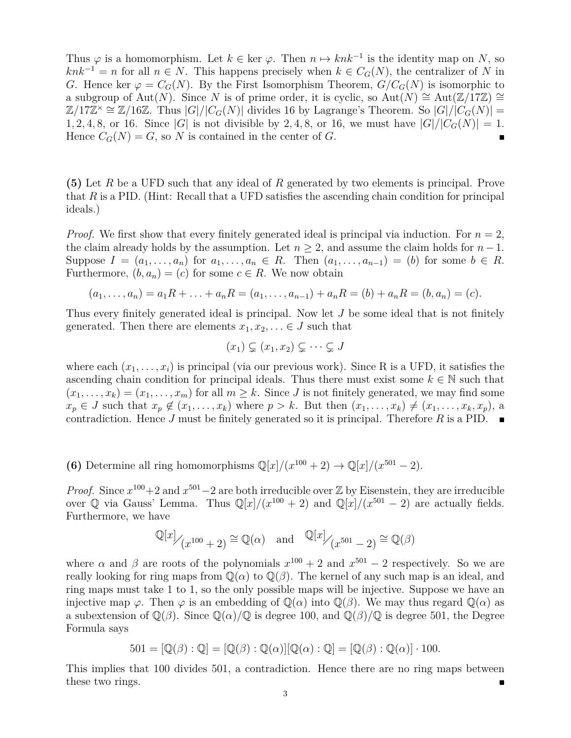Thus $\varphi$ is a homomorphism. Let $k \in \ker \varphi$. Then $n \mapsto knk^{-1}$ is the identity map on $N$, so $knk^{-1} = n$ for all $n \in N$. This happens precisely when $k \in C_G(N)$, the centralizer of $N$ in $G$. Hence $\ker \varphi = C_G(N)$. By the First Isomorphism Theorem, $G/C_G(N)$ is isomorphic to a subgroup of $\text{Aut}(N)$. Since $N$ is of prime order, it is cyclic, so $\text{Aut}(N) \cong \text{Aut}(\mathbb{Z}/17\mathbb{Z}) \cong \mathbb{Z}/17\mathbb{Z}^\times \cong \mathbb{Z}/16\mathbb{Z}$. Thus $|G|/|C_G(N)|$ divides 16 by Lagrange's Theorem. So $|G|/|C_G(N)| = 1, 2, 4, 8$, or $16$. Since $|G|$ is not divisible by $2, 4, 8$, or $16$, we must have $|G|/|C_G(N)| = 1$. Hence $C_G(N) = G$, so $N$ is contained in the center of $G$. ∎

**(5)** Let $R$ be a UFD such that any ideal of $R$ generated by two elements is principal. Prove that $R$ is a PID. (Hint: Recall that a UFD satisfies the ascending chain condition for principal ideals.)

*Proof.* We first show that every finitely generated ideal is principal via induction. For $n = 2$, the claim already holds by the assumption. Let $n \geq 2$, and assume the claim holds for $n-1$. Suppose $I = (a_1, \ldots, a_n)$ for $a_1, \ldots, a_n \in R$. Then $(a_1, \ldots, a_{n-1}) = (b)$ for some $b \in R$. Furthermore, $(b, a_n) = (c)$ for some $c \in R$. We now obtain

$$(a_1, \ldots, a_n) = a_1 R + \ldots + a_n R = (a_1, \ldots, a_{n-1}) + a_n R = (b) + a_n R = (b, a_n) = (c).$$

Thus every finitely generated ideal is principal. Now let $J$ be some ideal that is not finitely generated. Then there are elements $x_1, x_2, \ldots \in J$ such that

$$(x_1) \subsetneq (x_1, x_2) \subsetneq \cdots \subsetneq J$$

where each $(x_1, \ldots, x_i)$ is principal (via our previous work). Since R is a UFD, it satisfies the ascending chain condition for principal ideals. Thus there must exist some $k \in \mathbb{N}$ such that $(x_1, \ldots, x_k) = (x_1, \ldots, x_m)$ for all $m \geq k$. Since $J$ is not finitely generated, we may find some $x_p \in J$ such that $x_p \notin (x_1, \ldots, x_k)$ where $p > k$. But then $(x_1, \ldots, x_k) \neq (x_1, \ldots, x_k, x_p)$, a contradiction. Hence $J$ must be finitely generated so it is principal. Therefore $R$ is a PID. ∎

**(6)** Determine all ring homomorphisms $\mathbb{Q}[x]/(x^{100} + 2) \to \mathbb{Q}[x]/(x^{501} - 2)$.

*Proof.* Since $x^{100}+2$ and $x^{501}-2$ are both irreducible over $\mathbb{Z}$ by Eisenstein, they are irreducible over $\mathbb{Q}$ via Gauss' Lemma. Thus $\mathbb{Q}[x]/(x^{100} + 2)$ and $\mathbb{Q}[x]/(x^{501} - 2)$ are actually fields. Furthermore, we have

$$\mathbb{Q}[x]/(x^{100} + 2) \cong \mathbb{Q}(\alpha) \quad \text{and} \quad \mathbb{Q}[x]/(x^{501} - 2) \cong \mathbb{Q}(\beta)$$

where $\alpha$ and $\beta$ are roots of the polynomials $x^{100} + 2$ and $x^{501} - 2$ respectively. So we are really looking for ring maps from $\mathbb{Q}(\alpha)$ to $\mathbb{Q}(\beta)$. The kernel of any such map is an ideal, and ring maps must take 1 to 1, so the only possible maps will be injective. Suppose we have an injective map $\varphi$. Then $\varphi$ is an embedding of $\mathbb{Q}(\alpha)$ into $\mathbb{Q}(\beta)$. We may thus regard $\mathbb{Q}(\alpha)$ as a subextension of $\mathbb{Q}(\beta)$. Since $\mathbb{Q}(\alpha)/\mathbb{Q}$ is degree 100, and $\mathbb{Q}(\beta)/\mathbb{Q}$ is degree 501, the Degree Formula says

$$501 = [\mathbb{Q}(\beta) : \mathbb{Q}] = [\mathbb{Q}(\beta) : \mathbb{Q}(\alpha)][\mathbb{Q}(\alpha) : \mathbb{Q}] = [\mathbb{Q}(\beta) : \mathbb{Q}(\alpha)] \cdot 100.$$

This implies that 100 divides 501, a contradiction. Hence there are no ring maps between these two rings. ∎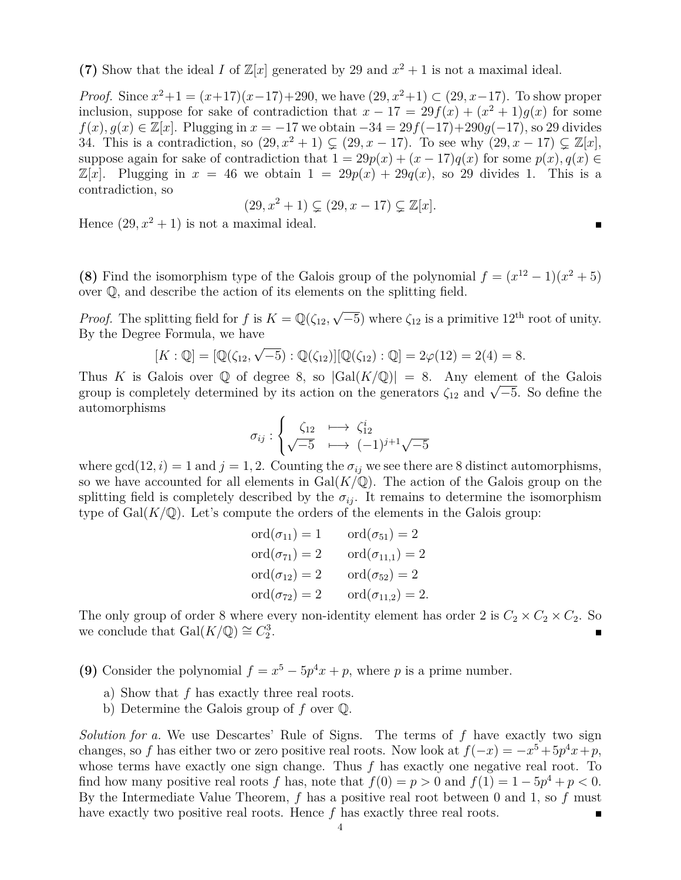**(7)** Show that the ideal $I$ of $\mathbb{Z}[x]$ generated by 29 and $x^2+1$ is not a maximal ideal.

*Proof.* Since $x^2+1 = (x+17)(x-17)+290$, we have $(29, x^2+1) \subset (29, x-17)$. To show proper inclusion, suppose for sake of contradiction that $x - 17 = 29f(x) + (x^2+1)g(x)$ for some $f(x), g(x) \in \mathbb{Z}[x]$. Plugging in $x = -17$ we obtain $-34 = 29f(-17)+290g(-17)$, so 29 divides 34. This is a contradiction, so $(29, x^2+1) \subsetneq (29, x-17)$. To see why $(29, x-17) \subsetneq \mathbb{Z}[x]$, suppose again for sake of contradiction that $1 = 29p(x) + (x-17)q(x)$ for some $p(x), q(x) \in \mathbb{Z}[x]$. Plugging in $x = 46$ we obtain $1 = 29p(x) + 29q(x)$, so 29 divides 1. This is a contradiction, so

$$(29, x^2+1) \subsetneq (29, x-17) \subsetneq \mathbb{Z}[x].$$

Hence $(29, x^2+1)$ is not a maximal ideal. ∎

**(8)** Find the isomorphism type of the Galois group of the polynomial $f = (x^{12}-1)(x^2+5)$ over $\mathbb{Q}$, and describe the action of its elements on the splitting field.

*Proof.* The splitting field for $f$ is $K = \mathbb{Q}(\zeta_{12}, \sqrt{-5})$ where $\zeta_{12}$ is a primitive $12^{\text{th}}$ root of unity. By the Degree Formula, we have

$$[K : \mathbb{Q}] = [\mathbb{Q}(\zeta_{12}, \sqrt{-5}) : \mathbb{Q}(\zeta_{12})][\mathbb{Q}(\zeta_{12}) : \mathbb{Q}] = 2\varphi(12) = 2(4) = 8.$$

Thus $K$ is Galois over $\mathbb{Q}$ of degree 8, so $|\text{Gal}(K/\mathbb{Q})| = 8$. Any element of the Galois group is completely determined by its action on the generators $\zeta_{12}$ and $\sqrt{-5}$. So define the automorphisms

$$\sigma_{ij} : \begin{cases} \zeta_{12} & \longmapsto \ \zeta_{12}^i \\ \sqrt{-5} & \longmapsto \ (-1)^{j+1}\sqrt{-5} \end{cases}$$

where $\gcd(12, i) = 1$ and $j = 1, 2$. Counting the $\sigma_{ij}$ we see there are 8 distinct automorphisms, so we have accounted for all elements in $\text{Gal}(K/\mathbb{Q})$. The action of the Galois group on the splitting field is completely described by the $\sigma_{ij}$. It remains to determine the isomorphism type of $\text{Gal}(K/\mathbb{Q})$. Let's compute the orders of the elements in the Galois group:

$$\begin{aligned} \text{ord}(\sigma_{11}) &= 1 \qquad & \text{ord}(\sigma_{51}) &= 2 \\ \text{ord}(\sigma_{71}) &= 2 \qquad & \text{ord}(\sigma_{11,1}) &= 2 \\ \text{ord}(\sigma_{12}) &= 2 \qquad & \text{ord}(\sigma_{52}) &= 2 \\ \text{ord}(\sigma_{72}) &= 2 \qquad & \text{ord}(\sigma_{11,2}) &= 2. \end{aligned}$$

The only group of order 8 where every non-identity element has order 2 is $C_2 \times C_2 \times C_2$. So we conclude that $\text{Gal}(K/\mathbb{Q}) \cong C_2^3$. ∎

**(9)** Consider the polynomial $f = x^5 - 5p^4x + p$, where $p$ is a prime number.

a) Show that $f$ has exactly three real roots.
b) Determine the Galois group of $f$ over $\mathbb{Q}$.

*Solution for a.* We use Descartes' Rule of Signs. The terms of $f$ have exactly two sign changes, so $f$ has either two or zero positive real roots. Now look at $f(-x) = -x^5+5p^4x+p$, whose terms have exactly one sign change. Thus $f$ has exactly one negative real root. To find how many positive real roots $f$ has, note that $f(0) = p > 0$ and $f(1) = 1-5p^4+p < 0$. By the Intermediate Value Theorem, $f$ has a positive real root between 0 and 1, so $f$ must have exactly two positive real roots. Hence $f$ has exactly three real roots. ∎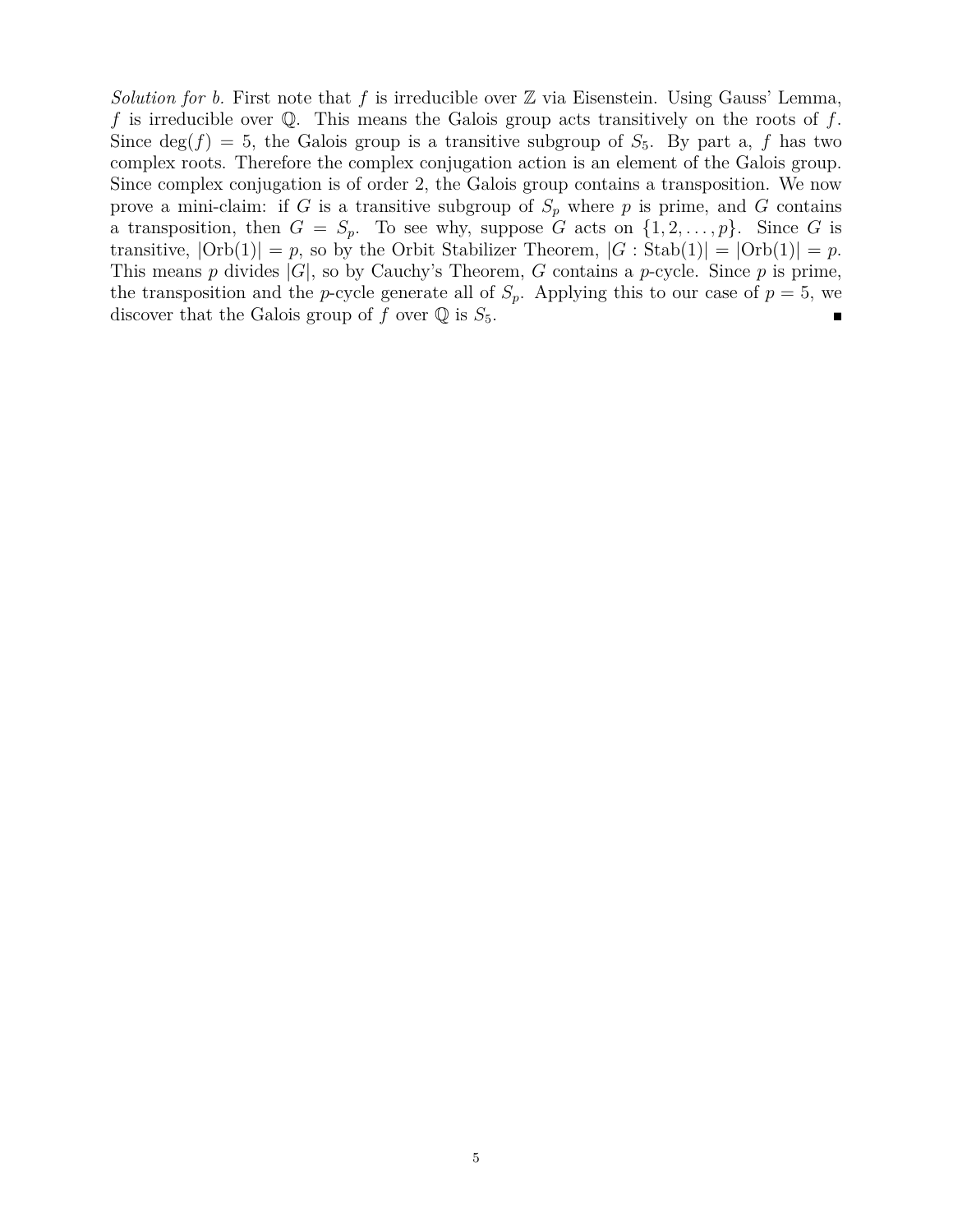*Solution for b.* First note that $f$ is irreducible over $\mathbb{Z}$ via Eisenstein. Using Gauss' Lemma, $f$ is irreducible over $\mathbb{Q}$. This means the Galois group acts transitively on the roots of $f$. Since $\deg(f) = 5$, the Galois group is a transitive subgroup of $S_5$. By part a, $f$ has two complex roots. Therefore the complex conjugation action is an element of the Galois group. Since complex conjugation is of order 2, the Galois group contains a transposition. We now prove a mini-claim: if $G$ is a transitive subgroup of $S_p$ where $p$ is prime, and $G$ contains a transposition, then $G = S_p$. To see why, suppose $G$ acts on $\{1, 2, \ldots, p\}$. Since $G$ is transitive, $|\text{Orb}(1)| = p$, so by the Orbit Stabilizer Theorem, $|G : \text{Stab}(1)| = |\text{Orb}(1)| = p$. This means $p$ divides $|G|$, so by Cauchy's Theorem, $G$ contains a $p$-cycle. Since $p$ is prime, the transposition and the $p$-cycle generate all of $S_p$. Applying this to our case of $p = 5$, we discover that the Galois group of $f$ over $\mathbb{Q}$ is $S_5$. ∎